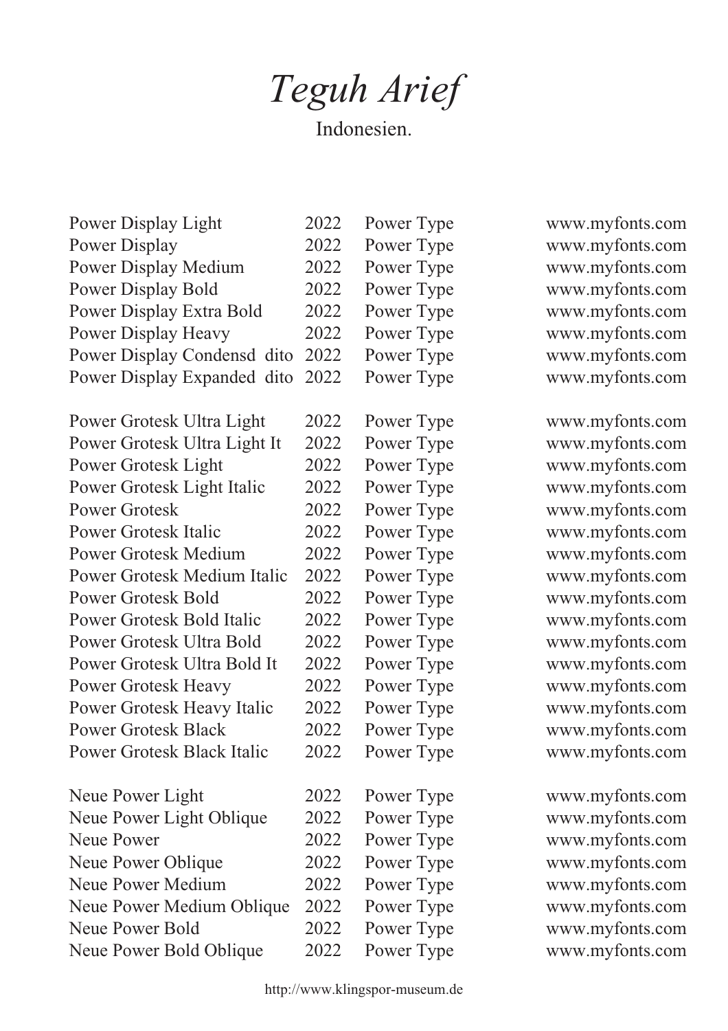# *Teguh Arief*

Indonesien.

| | | | |
|---|---|---|---|
| Power Display Light | 2022 | Power Type | www.myfonts.com |
| Power Display | 2022 | Power Type | www.myfonts.com |
| Power Display Medium | 2022 | Power Type | www.myfonts.com |
| Power Display Bold | 2022 | Power Type | www.myfonts.com |
| Power Display Extra Bold | 2022 | Power Type | www.myfonts.com |
| Power Display Heavy | 2022 | Power Type | www.myfonts.com |
| Power Display Condensd dito | 2022 | Power Type | www.myfonts.com |
| Power Display Expanded dito | 2022 | Power Type | www.myfonts.com |
| | | | |
| Power Grotesk Ultra Light | 2022 | Power Type | www.myfonts.com |
| Power Grotesk Ultra Light It | 2022 | Power Type | www.myfonts.com |
| Power Grotesk Light | 2022 | Power Type | www.myfonts.com |
| Power Grotesk Light Italic | 2022 | Power Type | www.myfonts.com |
| Power Grotesk | 2022 | Power Type | www.myfonts.com |
| Power Grotesk Italic | 2022 | Power Type | www.myfonts.com |
| Power Grotesk Medium | 2022 | Power Type | www.myfonts.com |
| Power Grotesk Medium Italic | 2022 | Power Type | www.myfonts.com |
| Power Grotesk Bold | 2022 | Power Type | www.myfonts.com |
| Power Grotesk Bold Italic | 2022 | Power Type | www.myfonts.com |
| Power Grotesk Ultra Bold | 2022 | Power Type | www.myfonts.com |
| Power Grotesk Ultra Bold It | 2022 | Power Type | www.myfonts.com |
| Power Grotesk Heavy | 2022 | Power Type | www.myfonts.com |
| Power Grotesk Heavy Italic | 2022 | Power Type | www.myfonts.com |
| Power Grotesk Black | 2022 | Power Type | www.myfonts.com |
| Power Grotesk Black Italic | 2022 | Power Type | www.myfonts.com |
| | | | |
| Neue Power Light | 2022 | Power Type | www.myfonts.com |
| Neue Power Light Oblique | 2022 | Power Type | www.myfonts.com |
| Neue Power | 2022 | Power Type | www.myfonts.com |
| Neue Power Oblique | 2022 | Power Type | www.myfonts.com |
| Neue Power Medium | 2022 | Power Type | www.myfonts.com |
| Neue Power Medium Oblique | 2022 | Power Type | www.myfonts.com |
| Neue Power Bold | 2022 | Power Type | www.myfonts.com |
| Neue Power Bold Oblique | 2022 | Power Type | www.myfonts.com |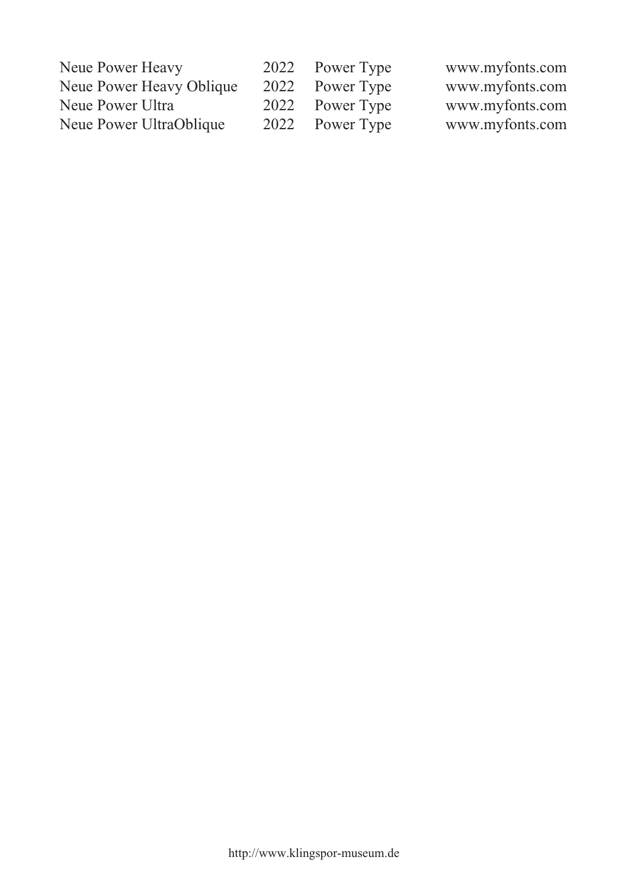| | | | |
|---|---|---|---|
| Neue Power Heavy | 2022 | Power Type | www.myfonts.com |
| Neue Power Heavy Oblique | 2022 | Power Type | www.myfonts.com |
| Neue Power Ultra | 2022 | Power Type | www.myfonts.com |
| Neue Power UltraOblique | 2022 | Power Type | www.myfonts.com |